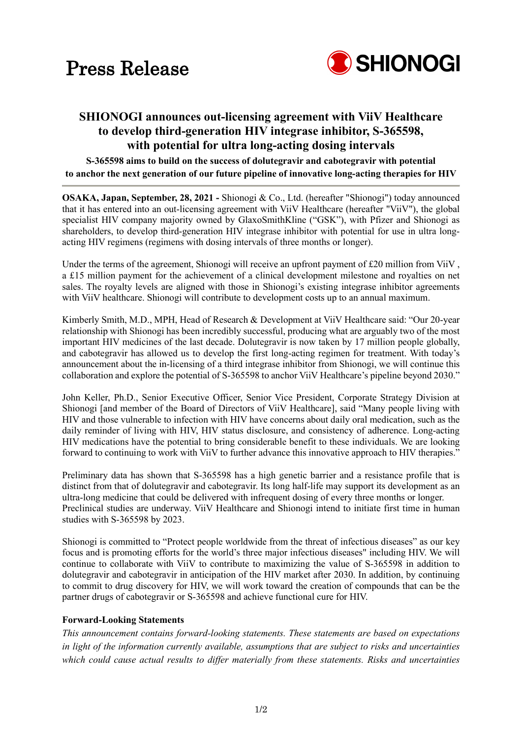# Press Release

SHIONOGI

## SHIONOGI announces out-licensing agreement with ViiV Healthcare to develop third-generation HIV integrase inhibitor, S-365598, with potential for ultra long-acting dosing intervals

**S-365598 aims to build on the success of dolutegravir and cabotegravir with potential to anchor the next generation of our future pipeline of innovative long-acting therapies for HIV**

---

**OSAKA, Japan, September, 28, 2021 -** Shionogi & Co., Ltd. (hereafter "Shionogi") today announced that it has entered into an out-licensing agreement with ViiV Healthcare (hereafter "ViiV"), the global specialist HIV company majority owned by GlaxoSmithKline ("GSK"), with Pfizer and Shionogi as shareholders, to develop third-generation HIV integrase inhibitor with potential for use in ultra long-acting HIV regimens (regimens with dosing intervals of three months or longer).

Under the terms of the agreement, Shionogi will receive an upfront payment of £20 million from ViiV , a £15 million payment for the achievement of a clinical development milestone and royalties on net sales. The royalty levels are aligned with those in Shionogi's existing integrase inhibitor agreements with ViiV healthcare. Shionogi will contribute to development costs up to an annual maximum.

Kimberly Smith, M.D., MPH, Head of Research & Development at ViiV Healthcare said: "Our 20-year relationship with Shionogi has been incredibly successful, producing what are arguably two of the most important HIV medicines of the last decade. Dolutegravir is now taken by 17 million people globally, and cabotegravir has allowed us to develop the first long-acting regimen for treatment. With today's announcement about the in-licensing of a third integrase inhibitor from Shionogi, we will continue this collaboration and explore the potential of S-365598 to anchor ViiV Healthcare's pipeline beyond 2030."

John Keller, Ph.D., Senior Executive Officer, Senior Vice President, Corporate Strategy Division at Shionogi [and member of the Board of Directors of ViiV Healthcare], said "Many people living with HIV and those vulnerable to infection with HIV have concerns about daily oral medication, such as the daily reminder of living with HIV, HIV status disclosure, and consistency of adherence. Long-acting HIV medications have the potential to bring considerable benefit to these individuals. We are looking forward to continuing to work with ViiV to further advance this innovative approach to HIV therapies."

Preliminary data has shown that S-365598 has a high genetic barrier and a resistance profile that is distinct from that of dolutegravir and cabotegravir. Its long half-life may support its development as an ultra-long medicine that could be delivered with infrequent dosing of every three months or longer. Preclinical studies are underway. ViiV Healthcare and Shionogi intend to initiate first time in human studies with S-365598 by 2023.

Shionogi is committed to "Protect people worldwide from the threat of infectious diseases" as our key focus and is promoting efforts for the world's three major infectious diseases" including HIV. We will continue to collaborate with ViiV to contribute to maximizing the value of S-365598 in addition to dolutegravir and cabotegravir in anticipation of the HIV market after 2030. In addition, by continuing to commit to drug discovery for HIV, we will work toward the creation of compounds that can be the partner drugs of cabotegravir or S-365598 and achieve functional cure for HIV.

### Forward-Looking Statements

*This announcement contains forward-looking statements. These statements are based on expectations in light of the information currently available, assumptions that are subject to risks and uncertainties which could cause actual results to differ materially from these statements. Risks and uncertainties*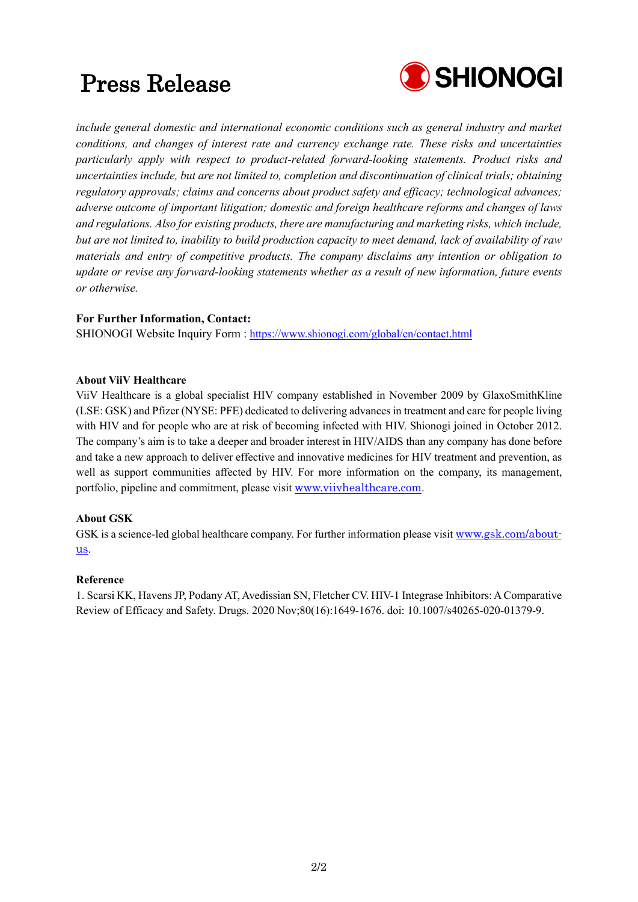*include general domestic and international economic conditions such as general industry and market conditions, and changes of interest rate and currency exchange rate. These risks and uncertainties particularly apply with respect to product-related forward-looking statements. Product risks and uncertainties include, but are not limited to, completion and discontinuation of clinical trials; obtaining regulatory approvals; claims and concerns about product safety and efficacy; technological advances; adverse outcome of important litigation; domestic and foreign healthcare reforms and changes of laws and regulations. Also for existing products, there are manufacturing and marketing risks, which include, but are not limited to, inability to build production capacity to meet demand, lack of availability of raw materials and entry of competitive products. The company disclaims any intention or obligation to update or revise any forward-looking statements whether as a result of new information, future events or otherwise.*

**For Further Information, Contact:**
SHIONOGI Website Inquiry Form : https://www.shionogi.com/global/en/contact.html

**About ViiV Healthcare**
ViiV Healthcare is a global specialist HIV company established in November 2009 by GlaxoSmithKline (LSE: GSK) and Pfizer (NYSE: PFE) dedicated to delivering advances in treatment and care for people living with HIV and for people who are at risk of becoming infected with HIV. Shionogi joined in October 2012. The company's aim is to take a deeper and broader interest in HIV/AIDS than any company has done before and take a new approach to deliver effective and innovative medicines for HIV treatment and prevention, as well as support communities affected by HIV. For more information on the company, its management, portfolio, pipeline and commitment, please visit www.viivhealthcare.com.

**About GSK**
GSK is a science-led global healthcare company. For further information please visit www.gsk.com/about-us.

**Reference**
1. Scarsi KK, Havens JP, Podany AT, Avedissian SN, Fletcher CV. HIV-1 Integrase Inhibitors: A Comparative Review of Efficacy and Safety. Drugs. 2020 Nov;80(16):1649-1676. doi: 10.1007/s40265-020-01379-9.